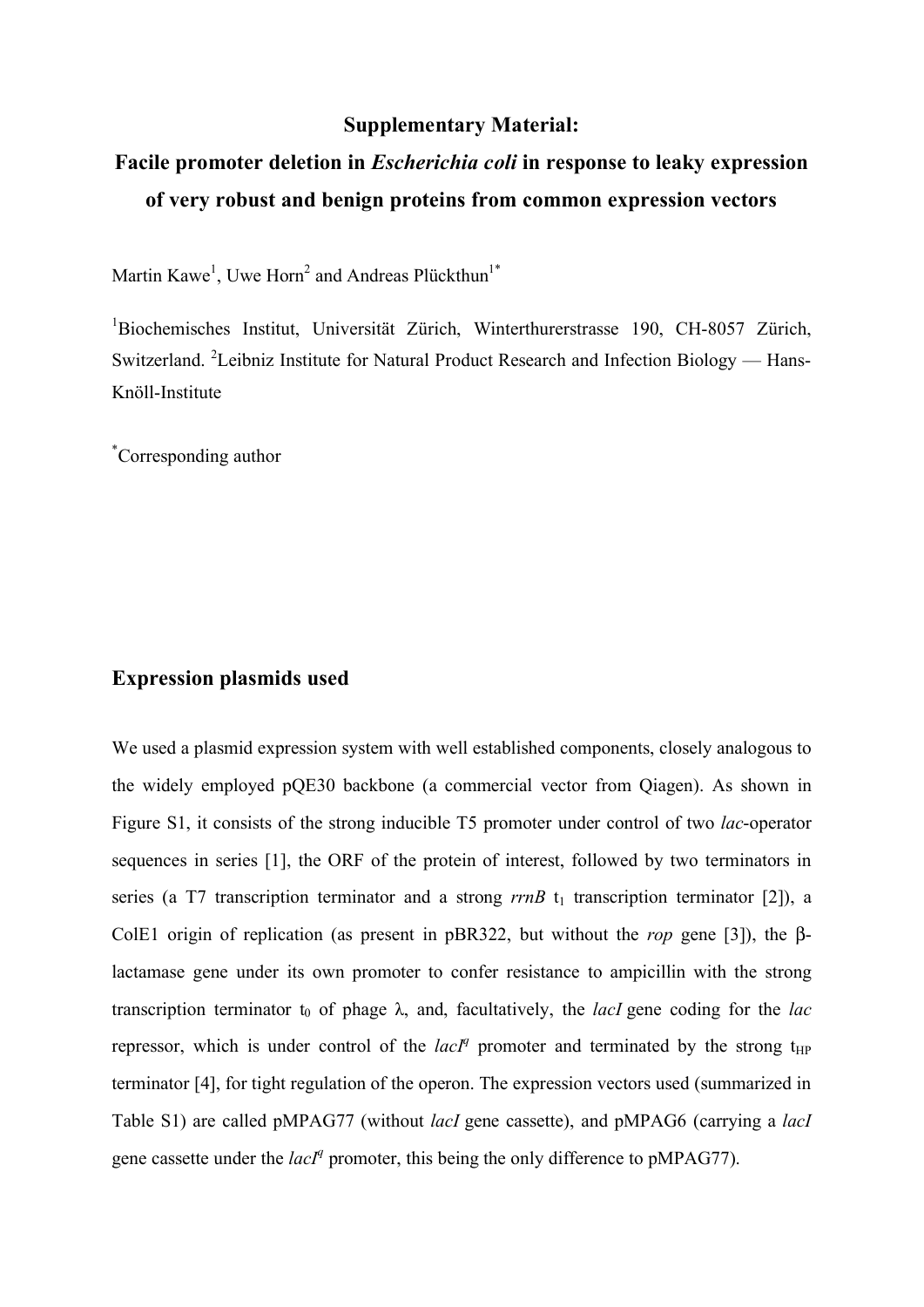# Supplementary Material:
# Facile promoter deletion in *Escherichia coli* in response to leaky expression of very robust and benign proteins from common expression vectors

Martin Kawe[1], Uwe Horn[2] and Andreas Plückthun[1*]

[1]Biochemisches Institut, Universität Zürich, Winterthurerstrasse 190, CH-8057 Zürich, Switzerland. [2]Leibniz Institute for Natural Product Research and Infection Biology — Hans-Knöll-Institute

[*]Corresponding author

## Expression plasmids used

We used a plasmid expression system with well established components, closely analogous to the widely employed pQE30 backbone (a commercial vector from Qiagen). As shown in Figure S1, it consists of the strong inducible T5 promoter under control of two *lac*-operator sequences in series [1], the ORF of the protein of interest, followed by two terminators in series (a T7 transcription terminator and a strong *rrnB* $t_1$ transcription terminator [2]), a ColE1 origin of replication (as present in pBR322, but without the *rop* gene [3]), the β-lactamase gene under its own promoter to confer resistance to ampicillin with the strong transcription terminator $t_0$ of phage λ, and, facultatively, the *lacI* gene coding for the *lac* repressor, which is under control of the *lacI*$^q$ promoter and terminated by the strong $t_{HP}$ terminator [4], for tight regulation of the operon. The expression vectors used (summarized in Table S1) are called pMPAG77 (without *lacI* gene cassette), and pMPAG6 (carrying a *lacI* gene cassette under the *lacI*$^q$ promoter, this being the only difference to pMPAG77).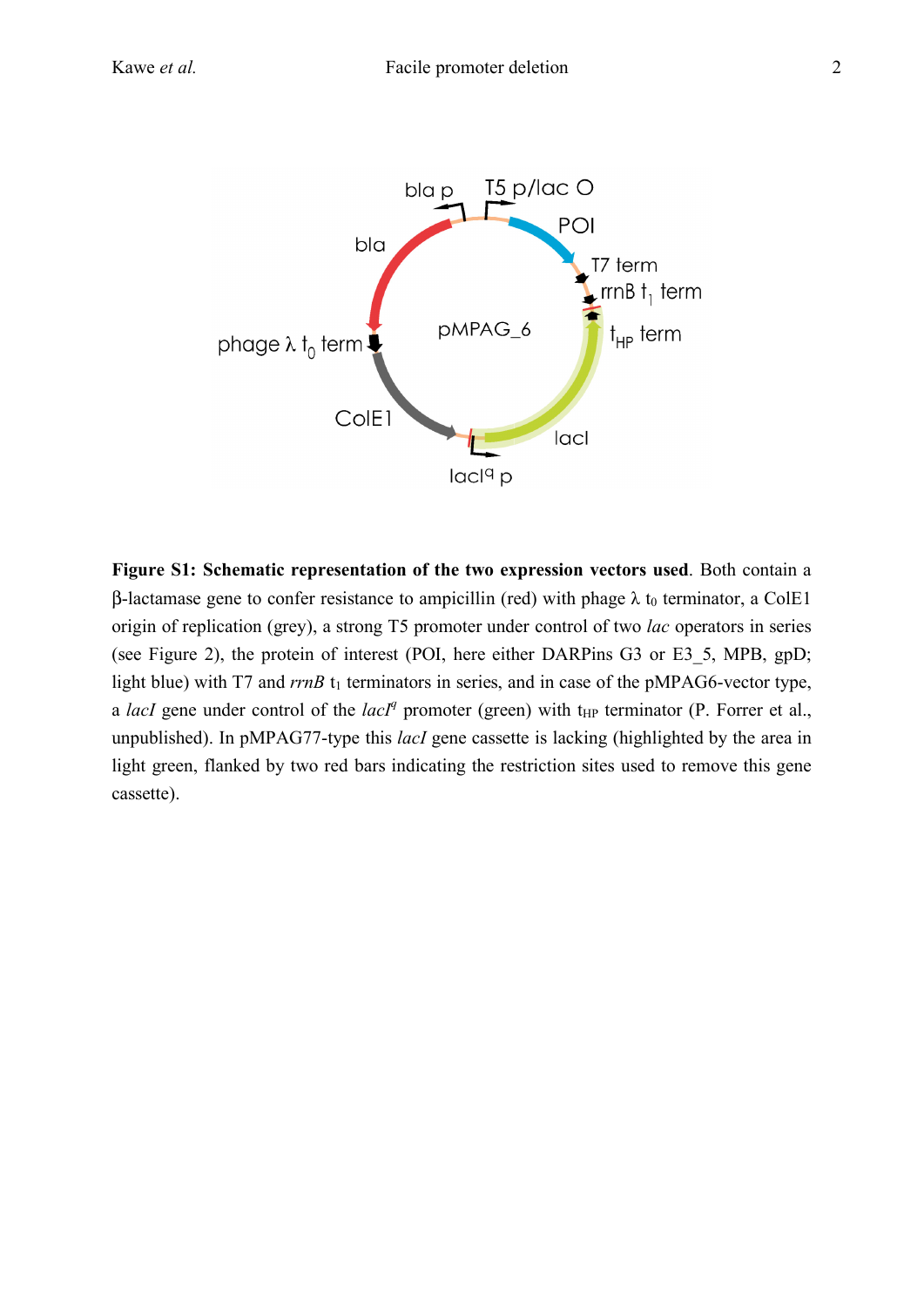**Figure S1: Schematic representation of the two expression vectors used**. Both contain a β-lactamase gene to confer resistance to ampicillin (red) with phage λ $t_0$ terminator, a ColE1 origin of replication (grey), a strong T5 promoter under control of two *lac* operators in series (see Figure 2), the protein of interest (POI, here either DARPins G3 or E3_5, MPB, gpD; light blue) with T7 and *rrnB* $t_1$ terminators in series, and in case of the pMPAG6-vector type, a *lacI* gene under control of the *lacI*$^q$ promoter (green) with $t_{HP}$ terminator (P. Forrer et al., unpublished). In pMPAG77-type this *lacI* gene cassette is lacking (highlighted by the area in light green, flanked by two red bars indicating the restriction sites used to remove this gene cassette).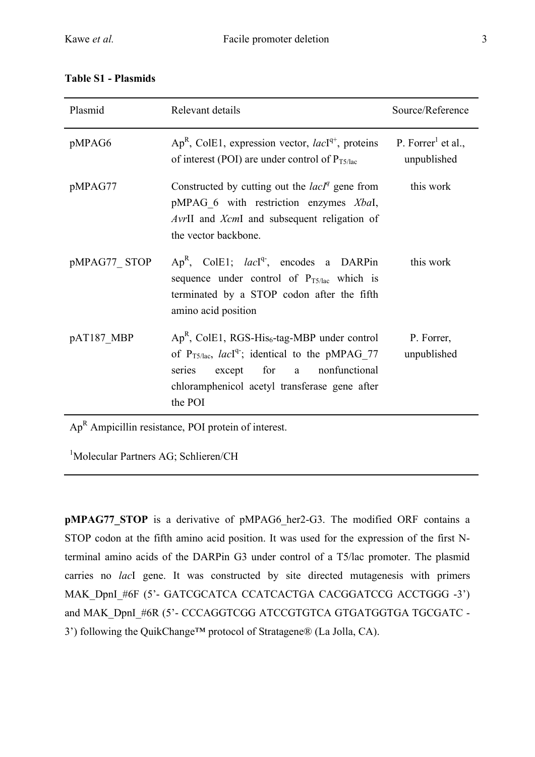**Table S1 - Plasmids**

| Plasmid | Relevant details | Source/Reference |
|---|---|---|
| pMPAG6 | $Ap^R$, ColE1, expression vector, *lac*$I^{q+}$, proteins of interest (POI) are under control of $P_{T5/lac}$ | P. Forrer[1] et al., unpublished |
| pMPAG77 | Constructed by cutting out the *lacI*$^q$ gene from pMPAG_6 with restriction enzymes *Xba*I, *Avr*II and *Xcm*I and subsequent religation of the vector backbone. | this work |
| pMPAG77_ STOP | $Ap^R$, ColE1; *lac*$I^{q-}$, encodes a DARPin sequence under control of $P_{T5/lac}$ which is terminated by a STOP codon after the fifth amino acid position | this work |
| pAT187_MBP | $Ap^R$, ColE1, RGS-$His_6$-tag-MBP under control of $P_{T5/lac}$, *lac*$I^{q-}$; identical to the pMPAG_77 series except for a nonfunctional chloramphenicol acetyl transferase gene after the POI | P. Forrer, unpublished |

$Ap^R$ Ampicillin resistance, POI protein of interest.

[1]Molecular Partners AG; Schlieren/CH

**pMPAG77_STOP** is a derivative of pMPAG6_her2-G3. The modified ORF contains a STOP codon at the fifth amino acid position. It was used for the expression of the first N-terminal amino acids of the DARPin G3 under control of a T5/lac promoter. The plasmid carries no *lac*I gene. It was constructed by site directed mutagenesis with primers MAK_DpnI_#6F (5'- GATCGCATCA CCATCACTGA CACGGATCCG ACCTGGG -3') and MAK_DpnI_#6R (5'- CCCAGGTCGG ATCCGTGTCA GTGATGGTGA TGCGATC -3') following the QuikChange™ protocol of Stratagene® (La Jolla, CA).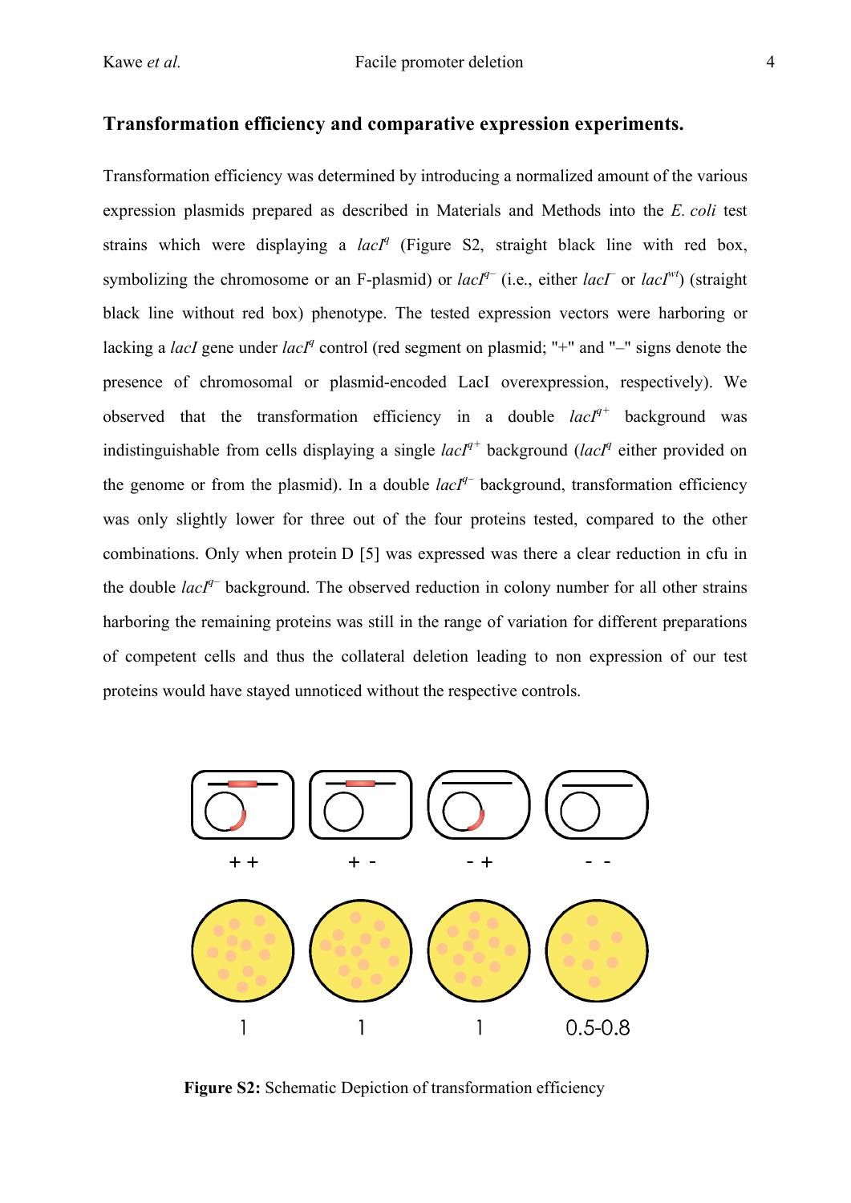### Transformation efficiency and comparative expression experiments.

Transformation efficiency was determined by introducing a normalized amount of the various expression plasmids prepared as described in Materials and Methods into the *E. coli* test strains which were displaying a *lacI*$^{q}$ (Figure S2, straight black line with red box, symbolizing the chromosome or an F-plasmid) or *lacI*$^{q-}$ (i.e., either *lacI*$^{-}$ or *lacI*$^{wt}$) (straight black line without red box) phenotype. The tested expression vectors were harboring or lacking a *lacI* gene under *lacI*$^{q}$ control (red segment on plasmid; "+" and "–" signs denote the presence of chromosomal or plasmid-encoded LacI overexpression, respectively). We observed that the transformation efficiency in a double *lacI*$^{q+}$ background was indistinguishable from cells displaying a single *lacI*$^{q+}$ background (*lacI*$^{q}$ either provided on the genome or from the plasmid). In a double *lacI*$^{q-}$ background, transformation efficiency was only slightly lower for three out of the four proteins tested, compared to the other combinations. Only when protein D [5] was expressed was there a clear reduction in cfu in the double *lacI*$^{q-}$ background. The observed reduction in colony number for all other strains harboring the remaining proteins was still in the range of variation for different preparations of competent cells and thus the collateral deletion leading to non expression of our test proteins would have stayed unnoticed without the respective controls.

| + + | + - | - + | - - |
|---|---|---|---|
| 1 | 1 | 1 | 0.5-0.8 |

**Figure S2:** Schematic Depiction of transformation efficiency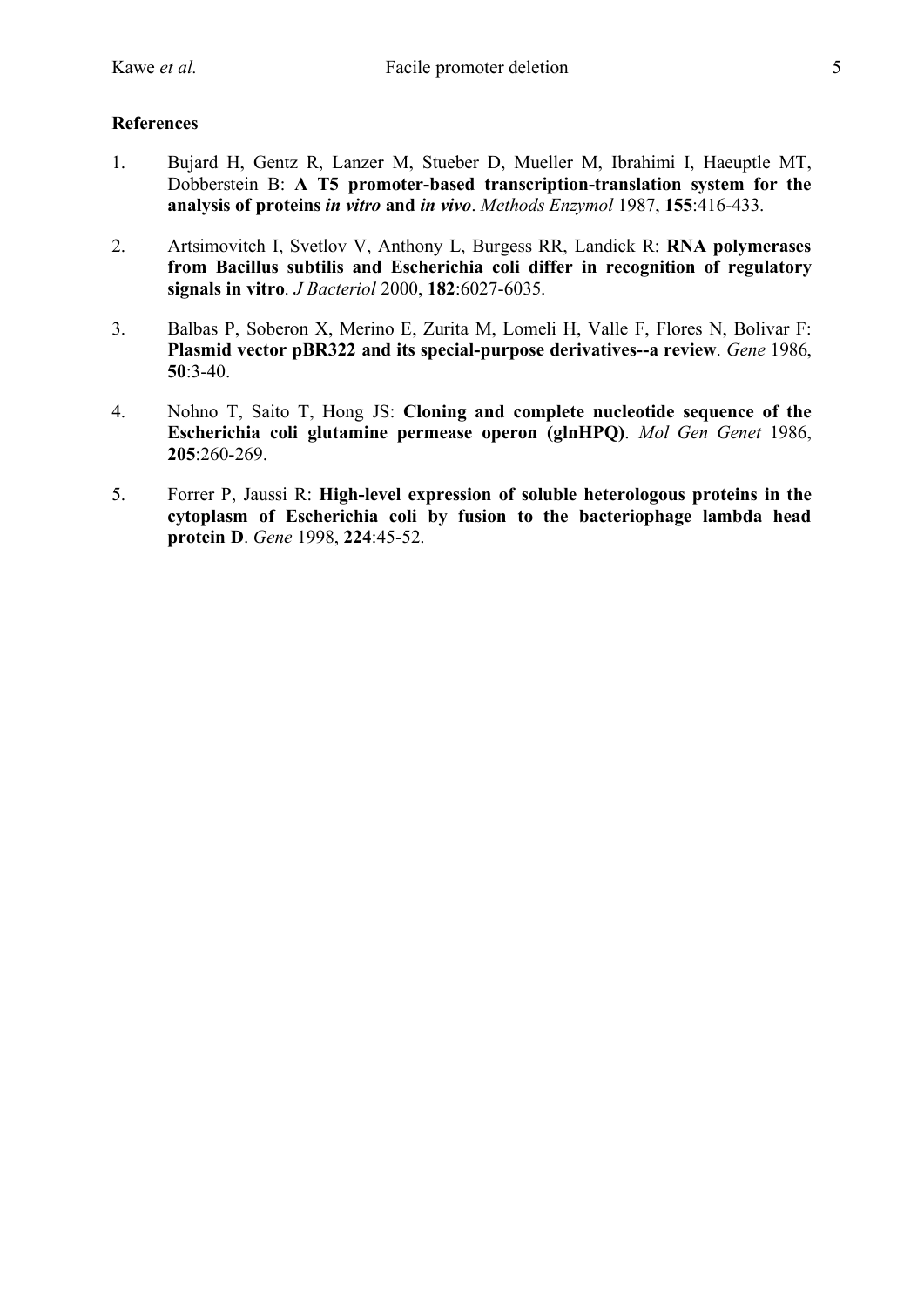**References**

1. Bujard H, Gentz R, Lanzer M, Stueber D, Mueller M, Ibrahimi I, Haeuptle MT, Dobberstein B: **A T5 promoter-based transcription-translation system for the analysis of proteins *in vitro* and *in vivo***. *Methods Enzymol* 1987, **155**:416-433.

2. Artsimovitch I, Svetlov V, Anthony L, Burgess RR, Landick R: **RNA polymerases from Bacillus subtilis and Escherichia coli differ in recognition of regulatory signals in vitro**. *J Bacteriol* 2000, **182**:6027-6035.

3. Balbas P, Soberon X, Merino E, Zurita M, Lomeli H, Valle F, Flores N, Bolivar F: **Plasmid vector pBR322 and its special-purpose derivatives--a review**. *Gene* 1986, **50**:3-40.

4. Nohno T, Saito T, Hong JS: **Cloning and complete nucleotide sequence of the Escherichia coli glutamine permease operon (glnHPQ)**. *Mol Gen Genet* 1986, **205**:260-269.

5. Forrer P, Jaussi R: **High-level expression of soluble heterologous proteins in the cytoplasm of Escherichia coli by fusion to the bacteriophage lambda head protein D**. *Gene* 1998, **224**:45-52.